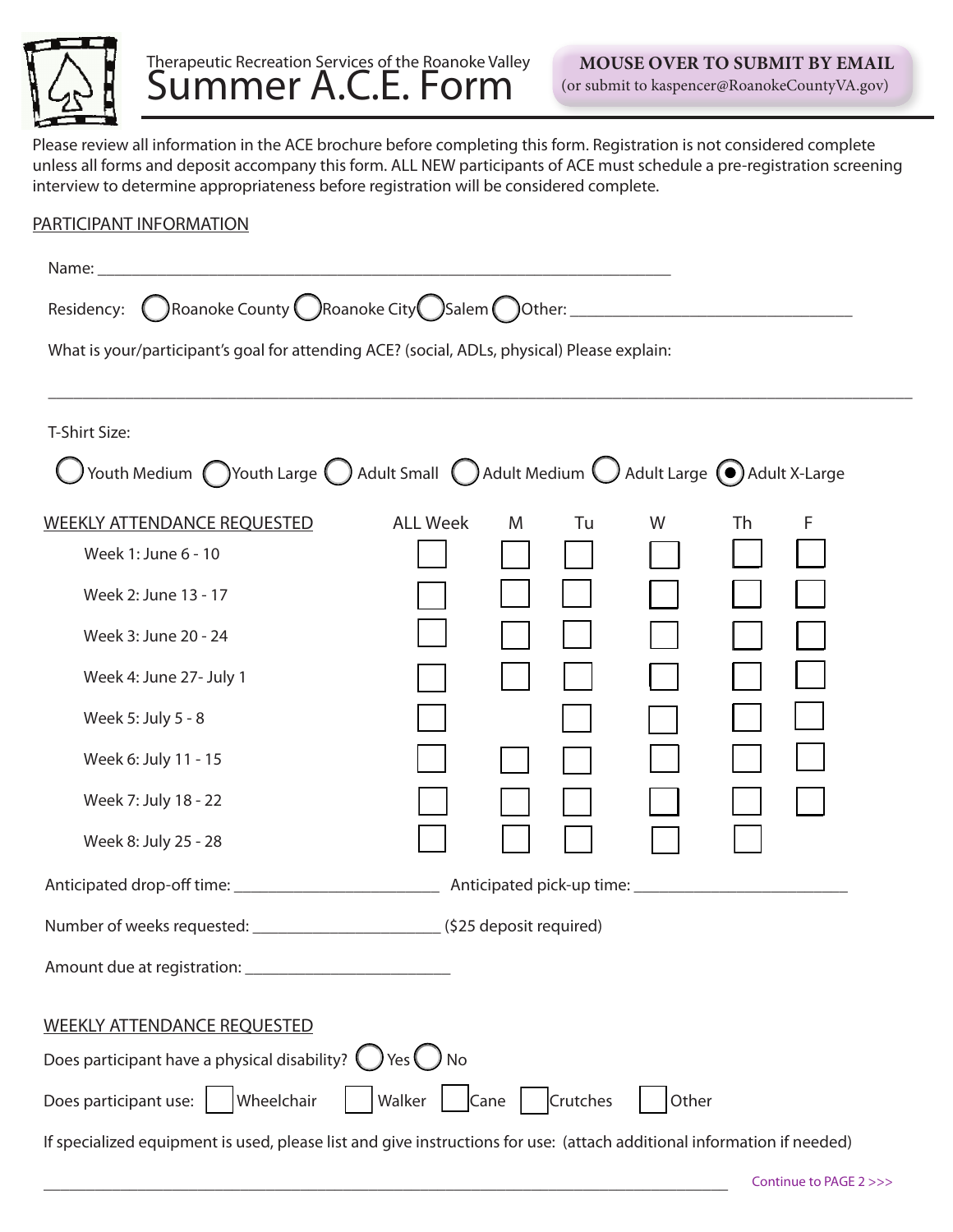Therapeutic Recreation Services of the Roanoke Valley

# Summer A.C.E. Form

**MOUSE OVER TO SUBMIT BY EMAIL**
(or submit to kaspencer@RoanokeCountyVA.gov)

Please review all information in the ACE brochure before completing this form. Registration is not considered complete unless all forms and deposit accompany this form. ALL NEW participants of ACE must schedule a pre-registration screening interview to determine appropriateness before registration will be considered complete.

## PARTICIPANT INFORMATION

Name: ___________________________________________________________________

Residency: ◯ Roanoke County ◯ Roanoke City ◯ Salem ◯ Other: _______________________________

What is your/participant's goal for attending ACE? (social, ADLs, physical) Please explain:

_______________________________________________________________________________________

T-Shirt Size:

◯ Youth Medium ◯ Youth Large ◯ Adult Small ◯ Adult Medium ◯ Adult Large ◉ Adult X-Large

## WEEKLY ATTENDANCE REQUESTED

| | ALL Week | M | Tu | W | Th | F |
|---|---|---|---|---|---|---|
| Week 1: June 6 - 10 | ☐ | ☐ | ☐ | ☐ | ☐ | ☐ |
| Week 2: June 13 - 17 | ☐ | ☐ | ☐ | ☐ | ☐ | ☐ |
| Week 3: June 20 - 24 | ☐ | ☐ | ☐ | ☐ | ☐ | ☐ |
| Week 4: June 27- July 1 | ☐ | ☐ | ☐ | ☐ | ☐ | ☐ |
| Week 5: July 5 - 8 | ☐ | | ☐ | ☐ | ☐ | ☐ |
| Week 6: July 11 - 15 | ☐ | ☐ | ☐ | ☐ | ☐ | ☐ |
| Week 7: July 18 - 22 | ☐ | ☐ | ☐ | ☐ | ☐ | ☐ |
| Week 8: July 25 - 28 | ☐ | ☐ | ☐ | ☐ | ☐ | |

Anticipated drop-off time: ______________________ Anticipated pick-up time: _______________________

Number of weeks requested: _____________________ ($25 deposit required)

Amount due at registration: ______________________

## WEEKLY ATTENDANCE REQUESTED

Does participant have a physical disability? ◯ Yes ◯ No

Does participant use: ☐ Wheelchair ☐ Walker ☐ Cane ☐ Crutches ☐ Other

If specialized equipment is used, please list and give instructions for use: (attach additional information if needed)

___________________________________________________________________________

Continue to PAGE 2 >>>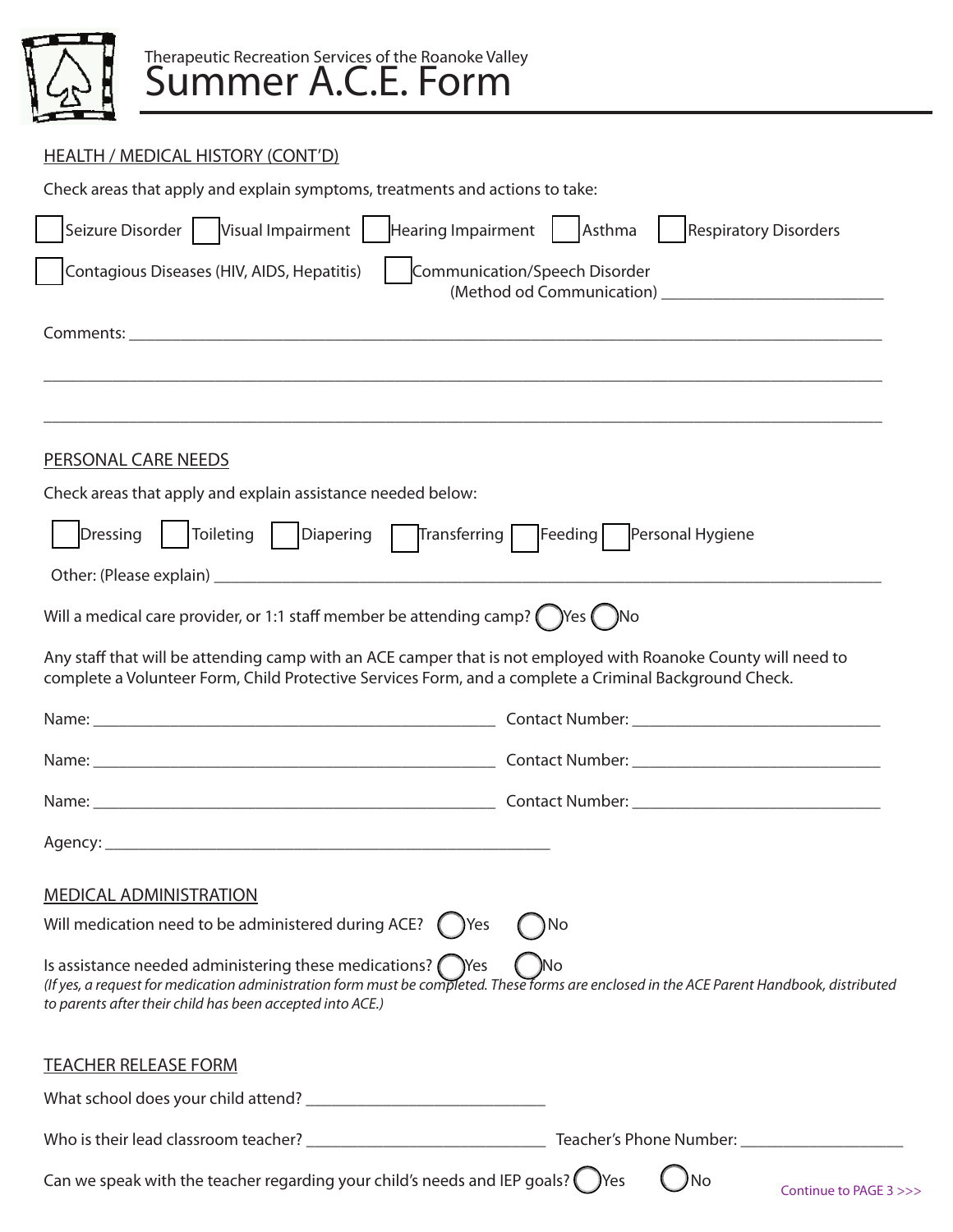Therapeutic Recreation Services of the Roanoke Valley

# Summer A.C.E. Form

## HEALTH / MEDICAL HISTORY (CONT'D)

Check areas that apply and explain symptoms, treatments and actions to take:

☐ Seizure Disorder ☐ Visual Impairment ☐ Hearing Impairment ☐ Asthma ☐ Respiratory Disorders

☐ Contagious Diseases (HIV, AIDS, Hepatitis) ☐ Communication/Speech Disorder (Method od Communication) ___________________________

Comments: ____________________________________________________________________________

______________________________________________________________________________________

______________________________________________________________________________________

## PERSONAL CARE NEEDS

Check areas that apply and explain assistance needed below:

☐ Dressing ☐ Toileting ☐ Diapering ☐ Transferring ☐ Feeding ☐ Personal Hygiene

Other: (Please explain) ______________________________________________________________________

Will a medical care provider, or 1:1 staff member be attending camp? ◯ Yes ◯ No

Any staff that will be attending camp with an ACE camper that is not employed with Roanoke County will need to complete a Volunteer Form, Child Protective Services Form, and a complete a Criminal Background Check.

Name: _______________________________________ Contact Number: ____________________________

Name: _______________________________________ Contact Number: ____________________________

Name: _______________________________________ Contact Number: ____________________________

Agency: ____________________________________________

## MEDICAL ADMINISTRATION

Will medication need to be administered during ACE? ◯ Yes ◯ No

Is assistance needed administering these medications? ◯ Yes ◯ No

*(If yes, a request for medication administration form must be completed. These forms are enclosed in the ACE Parent Handbook, distributed to parents after their child has been accepted into ACE.)*

## TEACHER RELEASE FORM

What school does your child attend? ____________________________

Who is their lead classroom teacher? ____________________________ Teacher's Phone Number: ____________________

Can we speak with the teacher regarding your child's needs and IEP goals? ◯ Yes ◯ No

Continue to PAGE 3 >>>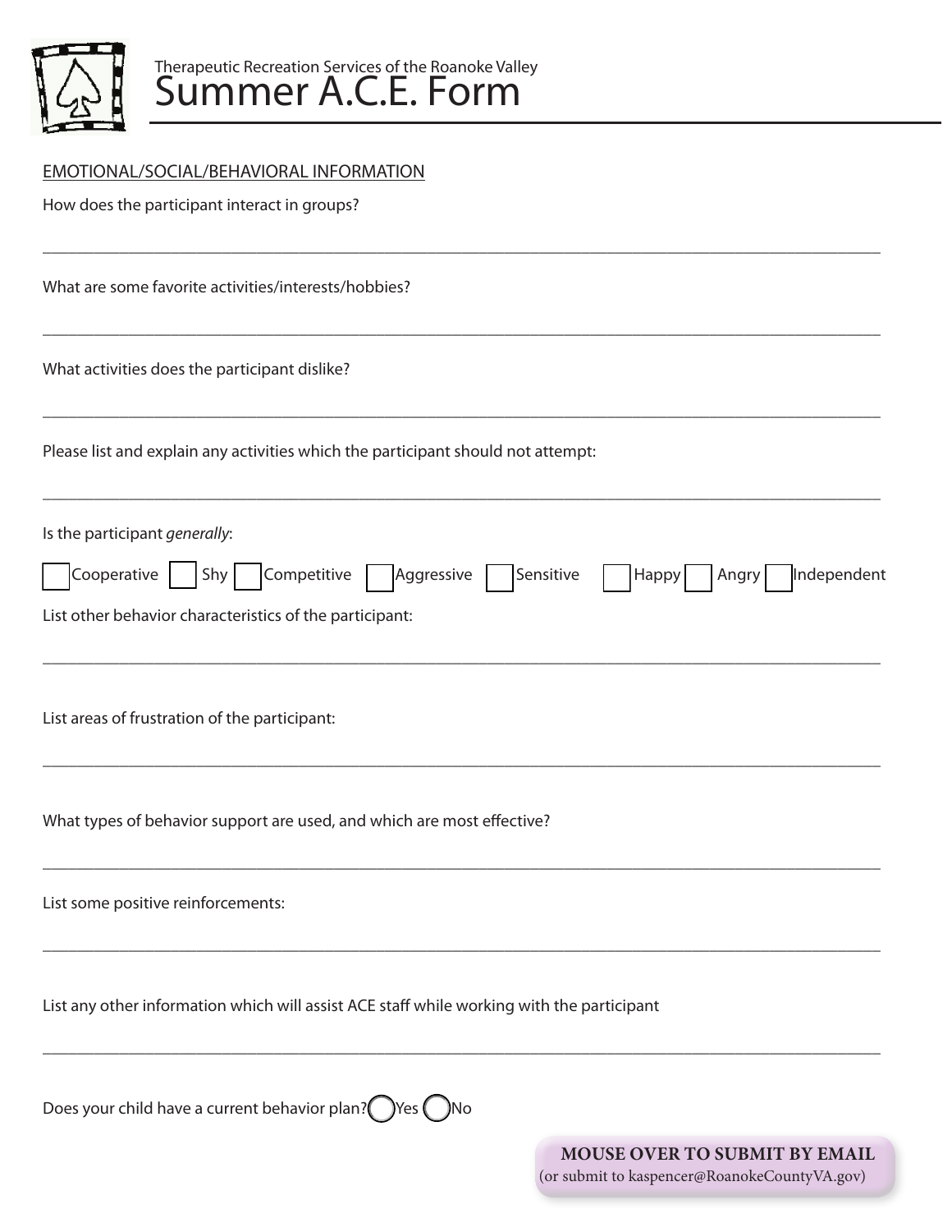Therapeutic Recreation Services of the Roanoke Valley

# Summer A.C.E. Form

<u>EMOTIONAL/SOCIAL/BEHAVIORAL INFORMATION</u>

How does the participant interact in groups?

______________________________________________________________________________________

What are some favorite activities/interests/hobbies?

______________________________________________________________________________________

What activities does the participant dislike?

______________________________________________________________________________________

Please list and explain any activities which the participant should not attempt:

______________________________________________________________________________________

Is the participant *generally*:

☐ Cooperative ☐ Shy ☐ Competitive ☐ Aggressive ☐ Sensitive ☐ Happy ☐ Angry ☐ Independent

List other behavior characteristics of the participant:

______________________________________________________________________________________

List areas of frustration of the participant:

______________________________________________________________________________________

What types of behavior support are used, and which are most effective?

______________________________________________________________________________________

List some positive reinforcements:

______________________________________________________________________________________

List any other information which will assist ACE staff while working with the participant

______________________________________________________________________________________

Does your child have a current behavior plan? ◯ Yes ◯ No

**MOUSE OVER TO SUBMIT BY EMAIL**
(or submit to kaspencer@RoanokeCountyVA.gov)